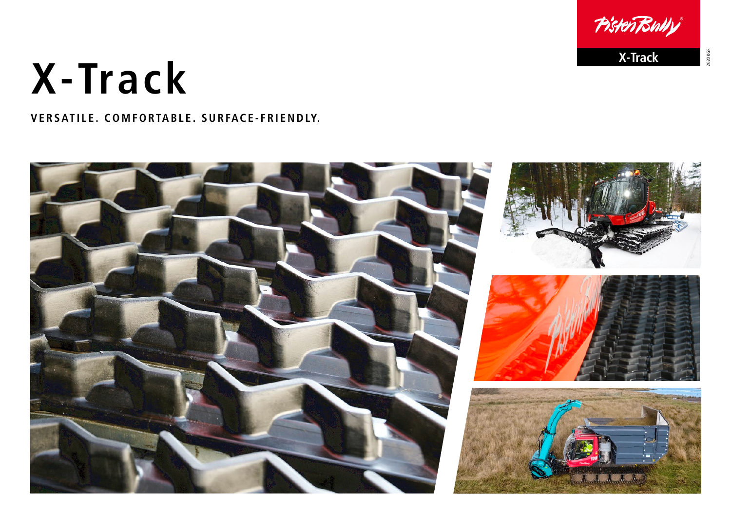# X-Track

**VERSATILE. COMFORTABLE. SURFACE-FRIENDLY.**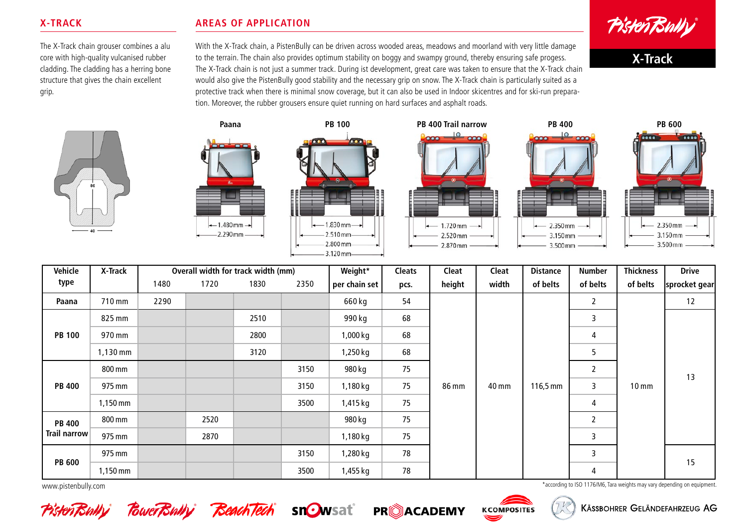## X-TRACK

The X-Track chain grouser combines a alu core with high-quality vulcanised rubber cladding. The cladding has a herring bone structure that gives the chain excellent grip.

## AREAS OF APPLICATION

With the X-Track chain, a PistenBully can be driven across wooded areas, meadows and moorland with very little damage to the terrain. The chain also provides optimum stability on boggy and swampy ground, thereby ensuring safe progess. The X-Track chain is not just a summer track. During ist development, great care was taken to ensure that the X-Track chain would also give the PistenBully good stability and the necessary grip on snow. The X-Track chain is particularly suited as a protective track when there is minimal snow coverage, but it can also be used in Indoor skicentres and for ski-run preparation. Moreover, the rubber grousers ensure quiet running on hard surfaces and asphalt roads.

PistenBully

X-Track

86

40

Paana

1.480 mm

2.290 mm

PB 100

1.830 mm

2.510 mm

2.800 mm

3.120 mm

PB 400 Trail narrow

1.720 mm

2.520 mm

2.870 mm

PB 400

2.350 mm

3.150 mm

3.500 mm

PB 600

2.350 mm

3.150 mm

3.500 mm

| Vehicle type | X-Track | Overall width for track width (mm) | | | | Weight* per chain set | Cleats pcs. | Cleat height | Cleat width | Distance of belts | Number of belts | Thickness of belts | Drive sprocket gear |
|---|---|---|---|---|---|---|---|---|---|---|---|---|---|
| | | 1480 | 1720 | 1830 | 2350 | | | | | | | | |
| Paana | 710 mm | 2290 | | | | 660 kg | 54 | 86 mm | 40 mm | 116,5 mm | 2 | 10 mm | 12 |
| PB 100 | 825 mm | | | 2510 | | 990 kg | 68 | | | | 3 | | 13 |
| | 970 mm | | | 2800 | | 1,000 kg | 68 | | | | 4 | | |
| | 1,130 mm | | | 3120 | | 1,250 kg | 68 | | | | 5 | | |
| PB 400 | 800 mm | | | | 3150 | 980 kg | 75 | | | | 2 | | |
| | 975 mm | | | | 3150 | 1,180 kg | 75 | | | | 3 | | |
| | 1,150 mm | | | | 3500 | 1,415 kg | 75 | | | | 4 | | |
| PB 400 Trail narrow | 800 mm | | 2520 | | | 980 kg | 75 | | | | 2 | | |
| | 975 mm | | 2870 | | | 1,180 kg | 75 | | | | 3 | | |
| PB 600 | 975 mm | | | | 3150 | 1,280 kg | 78 | | | | 3 | | 15 |
| | 1,150 mm | | | | 3500 | 1,455 kg | 78 | | | | 4 | | |

www.pistenbully.com

*according to ISO 1176/M6, Tara weights may vary depending on equipment.

PistenBully PowerBully BeachTech snowsat PROACADEMY KCOMPOSITES KÄSSBOHRER GELÄNDEFAHRZEUG AG